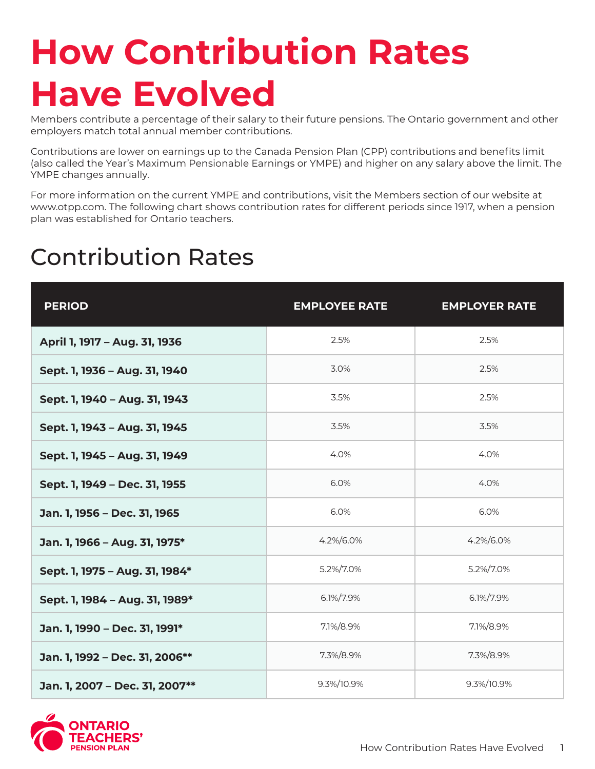# How Contribution Rates Have Evolved

Members contribute a percentage of their salary to their future pensions. The Ontario government and other employers match total annual member contributions.

Contributions are lower on earnings up to the Canada Pension Plan (CPP) contributions and benefits limit (also called the Year's Maximum Pensionable Earnings or YMPE) and higher on any salary above the limit. The YMPE changes annually.

For more information on the current YMPE and contributions, visit the Members section of our website at www.otpp.com. The following chart shows contribution rates for different periods since 1917, when a pension plan was established for Ontario teachers.

## Contribution Rates

| PERIOD | EMPLOYEE RATE | EMPLOYER RATE |
|---|---|---|
| **April 1, 1917 – Aug. 31, 1936** | 2.5% | 2.5% |
| **Sept. 1, 1936 – Aug. 31, 1940** | 3.0% | 2.5% |
| **Sept. 1, 1940 – Aug. 31, 1943** | 3.5% | 2.5% |
| **Sept. 1, 1943 – Aug. 31, 1945** | 3.5% | 3.5% |
| **Sept. 1, 1945 – Aug. 31, 1949** | 4.0% | 4.0% |
| **Sept. 1, 1949 – Dec. 31, 1955** | 6.0% | 4.0% |
| **Jan. 1, 1956 – Dec. 31, 1965** | 6.0% | 6.0% |
| **Jan. 1, 1966 – Aug. 31, 1975*** | 4.2%/6.0% | 4.2%/6.0% |
| **Sept. 1, 1975 – Aug. 31, 1984*** | 5.2%/7.0% | 5.2%/7.0% |
| **Sept. 1, 1984 – Aug. 31, 1989*** | 6.1%/7.9% | 6.1%/7.9% |
| **Jan. 1, 1990 – Dec. 31, 1991*** | 7.1%/8.9% | 7.1%/8.9% |
| **Jan. 1, 1992 – Dec. 31, 2006**** | 7.3%/8.9% | 7.3%/8.9% |
| **Jan. 1, 2007 – Dec. 31, 2007**** | 9.3%/10.9% | 9.3%/10.9% |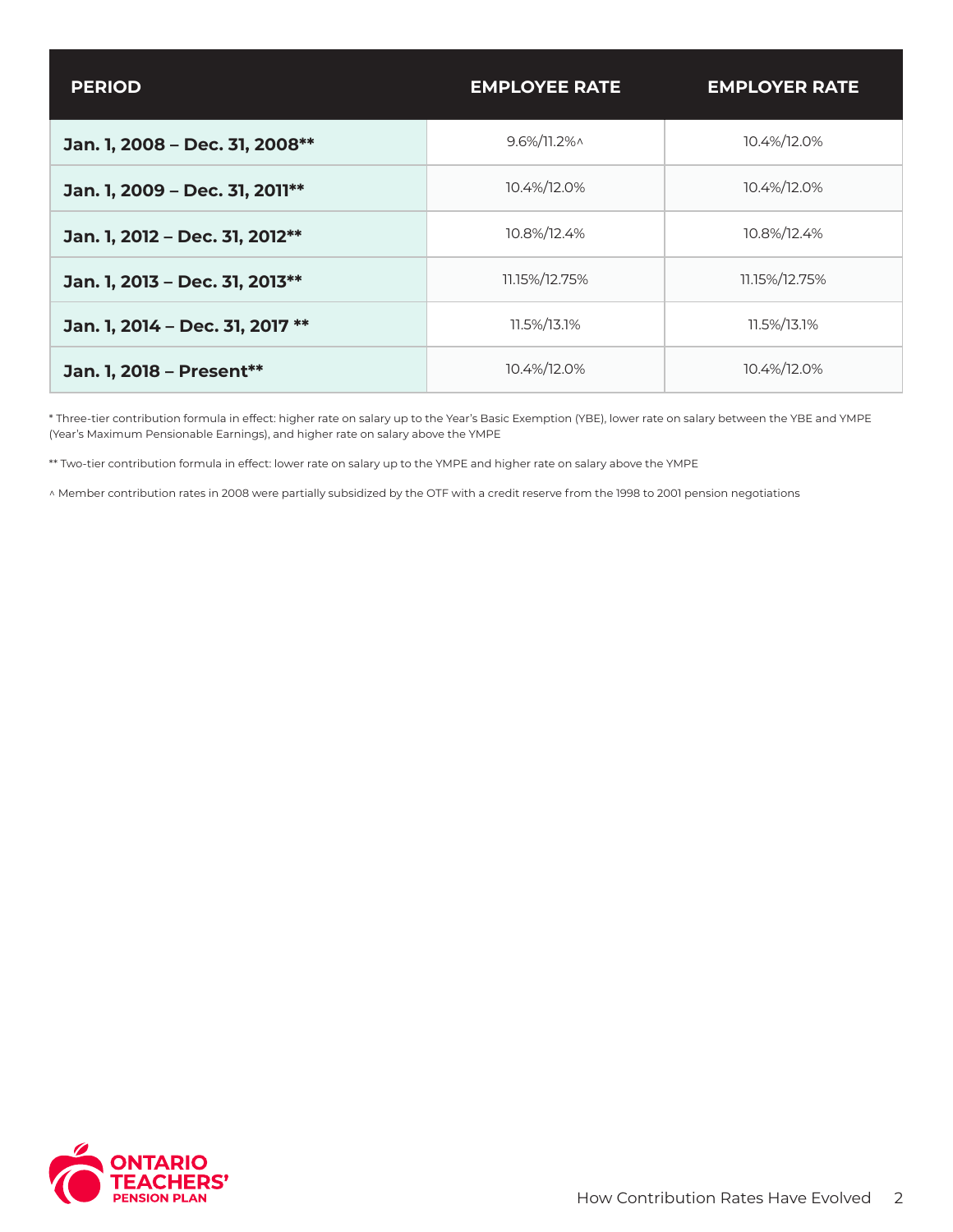| PERIOD | EMPLOYEE RATE | EMPLOYER RATE |
|---|---|---|
| **Jan. 1, 2008 – Dec. 31, 2008**** | 9.6%/11.2%^ | 10.4%/12.0% |
| **Jan. 1, 2009 – Dec. 31, 2011**** | 10.4%/12.0% | 10.4%/12.0% |
| **Jan. 1, 2012 – Dec. 31, 2012**** | 10.8%/12.4% | 10.8%/12.4% |
| **Jan. 1, 2013 – Dec. 31, 2013**** | 11.15%/12.75% | 11.15%/12.75% |
| **Jan. 1, 2014 – Dec. 31, 2017 **** | 11.5%/13.1% | 11.5%/13.1% |
| **Jan. 1, 2018 – Present**** | 10.4%/12.0% | 10.4%/12.0% |

* Three-tier contribution formula in effect: higher rate on salary up to the Year's Basic Exemption (YBE), lower rate on salary between the YBE and YMPE (Year's Maximum Pensionable Earnings), and higher rate on salary above the YMPE

** Two-tier contribution formula in effect: lower rate on salary up to the YMPE and higher rate on salary above the YMPE

^ Member contribution rates in 2008 were partially subsidized by the OTF with a credit reserve from the 1998 to 2001 pension negotiations